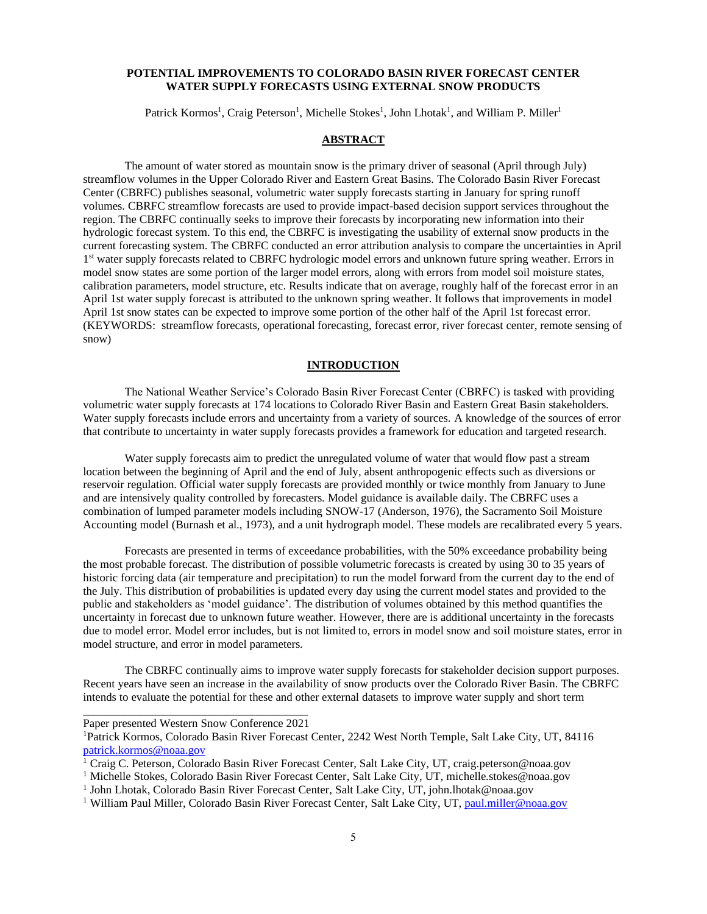**POTENTIAL IMPROVEMENTS TO COLORADO BASIN RIVER FORECAST CENTER WATER SUPPLY FORECASTS USING EXTERNAL SNOW PRODUCTS**

Patrick Kormos[1], Craig Peterson[1], Michelle Stokes[1], John Lhotak[1], and William P. Miller[1]

## ABSTRACT

The amount of water stored as mountain snow is the primary driver of seasonal (April through July) streamflow volumes in the Upper Colorado River and Eastern Great Basins. The Colorado Basin River Forecast Center (CBRFC) publishes seasonal, volumetric water supply forecasts starting in January for spring runoff volumes. CBRFC streamflow forecasts are used to provide impact-based decision support services throughout the region. The CBRFC continually seeks to improve their forecasts by incorporating new information into their hydrologic forecast system. To this end, the CBRFC is investigating the usability of external snow products in the current forecasting system. The CBRFC conducted an error attribution analysis to compare the uncertainties in April 1st water supply forecasts related to CBRFC hydrologic model errors and unknown future spring weather. Errors in model snow states are some portion of the larger model errors, along with errors from model soil moisture states, calibration parameters, model structure, etc. Results indicate that on average, roughly half of the forecast error in an April 1st water supply forecast is attributed to the unknown spring weather. It follows that improvements in model April 1st snow states can be expected to improve some portion of the other half of the April 1st forecast error. (KEYWORDS: streamflow forecasts, operational forecasting, forecast error, river forecast center, remote sensing of snow)

## INTRODUCTION

The National Weather Service's Colorado Basin River Forecast Center (CBRFC) is tasked with providing volumetric water supply forecasts at 174 locations to Colorado River Basin and Eastern Great Basin stakeholders. Water supply forecasts include errors and uncertainty from a variety of sources. A knowledge of the sources of error that contribute to uncertainty in water supply forecasts provides a framework for education and targeted research.

Water supply forecasts aim to predict the unregulated volume of water that would flow past a stream location between the beginning of April and the end of July, absent anthropogenic effects such as diversions or reservoir regulation. Official water supply forecasts are provided monthly or twice monthly from January to June and are intensively quality controlled by forecasters. Model guidance is available daily. The CBRFC uses a combination of lumped parameter models including SNOW-17 (Anderson, 1976), the Sacramento Soil Moisture Accounting model (Burnash et al., 1973), and a unit hydrograph model. These models are recalibrated every 5 years.

Forecasts are presented in terms of exceedance probabilities, with the 50% exceedance probability being the most probable forecast. The distribution of possible volumetric forecasts is created by using 30 to 35 years of historic forcing data (air temperature and precipitation) to run the model forward from the current day to the end of the July. This distribution of probabilities is updated every day using the current model states and provided to the public and stakeholders as 'model guidance'. The distribution of volumes obtained by this method quantifies the uncertainty in forecast due to unknown future weather. However, there are is additional uncertainty in the forecasts due to model error. Model error includes, but is not limited to, errors in model snow and soil moisture states, error in model structure, and error in model parameters.

The CBRFC continually aims to improve water supply forecasts for stakeholder decision support purposes. Recent years have seen an increase in the availability of snow products over the Colorado River Basin. The CBRFC intends to evaluate the potential for these and other external datasets to improve water supply and short term

---

Paper presented Western Snow Conference 2021

[1]Patrick Kormos, Colorado Basin River Forecast Center, 2242 West North Temple, Salt Lake City, UT, 84116 patrick.kormos@noaa.gov

[1] Craig C. Peterson, Colorado Basin River Forecast Center, Salt Lake City, UT, craig.peterson@noaa.gov

[1] Michelle Stokes, Colorado Basin River Forecast Center, Salt Lake City, UT, michelle.stokes@noaa.gov

[1] John Lhotak, Colorado Basin River Forecast Center, Salt Lake City, UT, john.lhotak@noaa.gov

[1] William Paul Miller, Colorado Basin River Forecast Center, Salt Lake City, UT, paul.miller@noaa.gov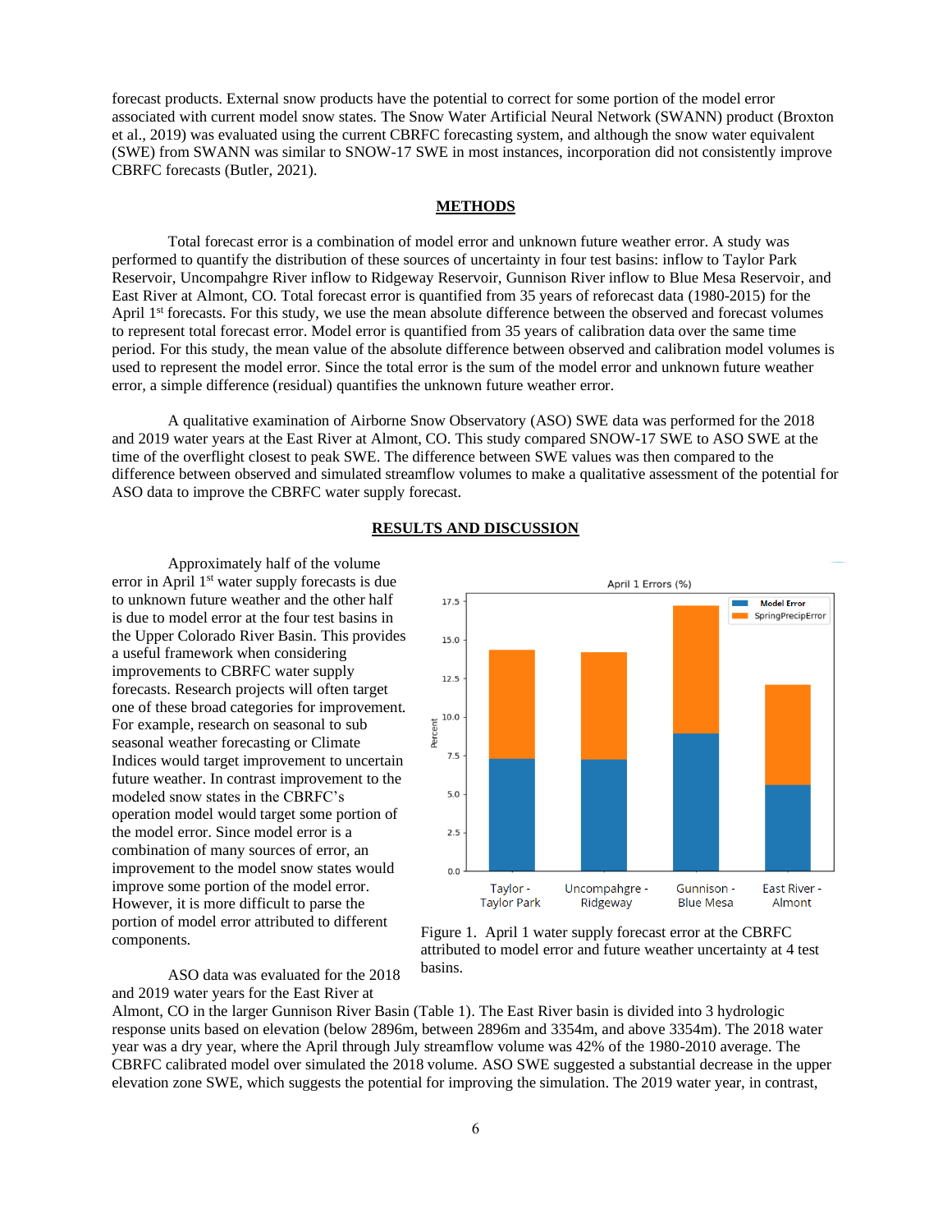forecast products. External snow products have the potential to correct for some portion of the model error associated with current model snow states. The Snow Water Artificial Neural Network (SWANN) product (Broxton et al., 2019) was evaluated using the current CBRFC forecasting system, and although the snow water equivalent (SWE) from SWANN was similar to SNOW-17 SWE in most instances, incorporation did not consistently improve CBRFC forecasts (Butler, 2021).

## METHODS

Total forecast error is a combination of model error and unknown future weather error. A study was performed to quantify the distribution of these sources of uncertainty in four test basins: inflow to Taylor Park Reservoir, Uncompahgre River inflow to Ridgeway Reservoir, Gunnison River inflow to Blue Mesa Reservoir, and East River at Almont, CO. Total forecast error is quantified from 35 years of reforecast data (1980-2015) for the April 1st forecasts. For this study, we use the mean absolute difference between the observed and forecast volumes to represent total forecast error. Model error is quantified from 35 years of calibration data over the same time period. For this study, the mean value of the absolute difference between observed and calibration model volumes is used to represent the model error. Since the total error is the sum of the model error and unknown future weather error, a simple difference (residual) quantifies the unknown future weather error.

A qualitative examination of Airborne Snow Observatory (ASO) SWE data was performed for the 2018 and 2019 water years at the East River at Almont, CO. This study compared SNOW-17 SWE to ASO SWE at the time of the overflight closest to peak SWE. The difference between SWE values was then compared to the difference between observed and simulated streamflow volumes to make a qualitative assessment of the potential for ASO data to improve the CBRFC water supply forecast.

## RESULTS AND DISCUSSION

Approximately half of the volume error in April 1st water supply forecasts is due to unknown future weather and the other half is due to model error at the four test basins in the Upper Colorado River Basin. This provides a useful framework when considering improvements to CBRFC water supply forecasts. Research projects will often target one of these broad categories for improvement. For example, research on seasonal to sub seasonal weather forecasting or Climate Indices would target improvement to uncertain future weather. In contrast improvement to the modeled snow states in the CBRFC's operation model would target some portion of the model error. Since model error is a combination of many sources of error, an improvement to the model snow states would improve some portion of the model error. However, it is more difficult to parse the portion of model error attributed to different components.

Figure 1. April 1 water supply forecast error at the CBRFC attributed to model error and future weather uncertainty at 4 test basins.

ASO data was evaluated for the 2018 and 2019 water years for the East River at Almont, CO in the larger Gunnison River Basin (Table 1). The East River basin is divided into 3 hydrologic response units based on elevation (below 2896m, between 2896m and 3354m, and above 3354m). The 2018 water year was a dry year, where the April through July streamflow volume was 42% of the 1980-2010 average. The CBRFC calibrated model over simulated the 2018 volume. ASO SWE suggested a substantial decrease in the upper elevation zone SWE, which suggests the potential for improving the simulation. The 2019 water year, in contrast,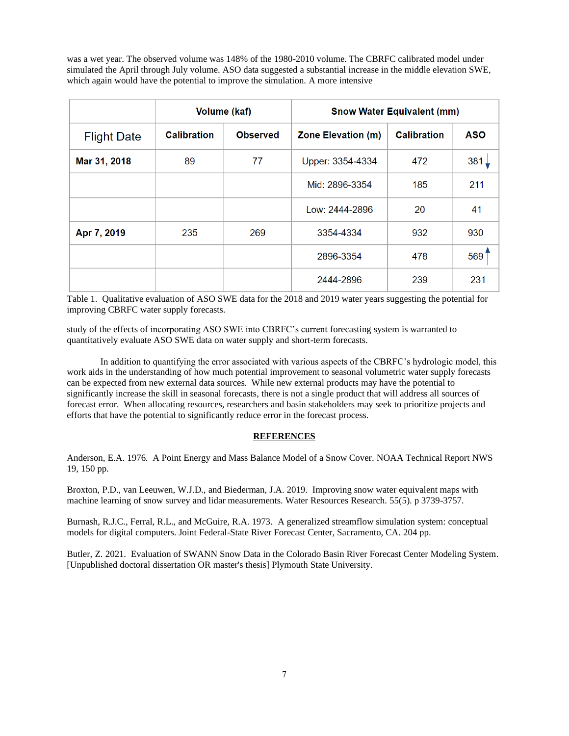was a wet year. The observed volume was 148% of the 1980-2010 volume. The CBRFC calibrated model under simulated the April through July volume. ASO data suggested a substantial increase in the middle elevation SWE, which again would have the potential to improve the simulation. A more intensive study of the effects of incorporating ASO SWE into CBRFC's current forecasting system is warranted to quantitatively evaluate ASO SWE data on water supply and short-term forecasts.

| | Volume (kaf) | | Snow Water Equivalent (mm) | | |
|---|---|---|---|---|---|
| Flight Date | **Calibration** | **Observed** | **Zone Elevation (m)** | **Calibration** | **ASO** |
| **Mar 31, 2018** | 89 | 77 | Upper: 3354-4334 | 472 | 381 ↓ |
| | | | Mid: 2896-3354 | 185 | 211 |
| | | | Low: 2444-2896 | 20 | 41 |
| **Apr 7, 2019** | 235 | 269 | 3354-4334 | 932 | 930 |
| | | | 2896-3354 | 478 | 569 ↑ |
| | | | 2444-2896 | 239 | 231 |

Table 1. Qualitative evaluation of ASO SWE data for the 2018 and 2019 water years suggesting the potential for improving CBRFC water supply forecasts.

In addition to quantifying the error associated with various aspects of the CBRFC's hydrologic model, this work aids in the understanding of how much potential improvement to seasonal volumetric water supply forecasts can be expected from new external data sources. While new external products may have the potential to significantly increase the skill in seasonal forecasts, there is not a single product that will address all sources of forecast error. When allocating resources, researchers and basin stakeholders may seek to prioritize projects and efforts that have the potential to significantly reduce error in the forecast process.

## REFERENCES

Anderson, E.A. 1976. A Point Energy and Mass Balance Model of a Snow Cover. NOAA Technical Report NWS 19, 150 pp.

Broxton, P.D., van Leeuwen, W.J.D., and Biederman, J.A. 2019. Improving snow water equivalent maps with machine learning of snow survey and lidar measurements. Water Resources Research. 55(5). p 3739-3757.

Burnash, R.J.C., Ferral, R.L., and McGuire, R.A. 1973. A generalized streamflow simulation system: conceptual models for digital computers. Joint Federal-State River Forecast Center, Sacramento, CA. 204 pp.

Butler, Z. 2021. Evaluation of SWANN Snow Data in the Colorado Basin River Forecast Center Modeling System. [Unpublished doctoral dissertation OR master's thesis] Plymouth State University.